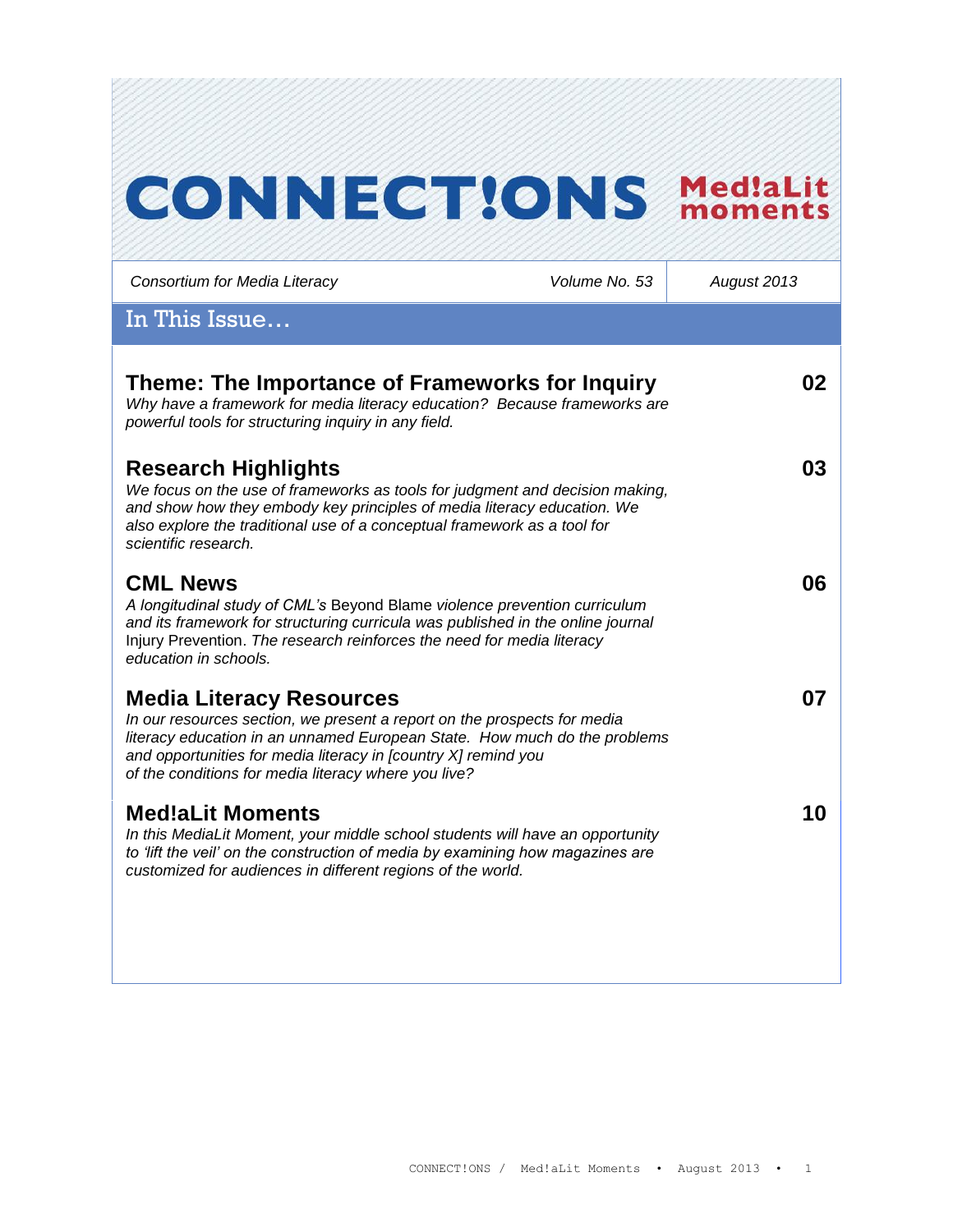# CONNECT!ONS Med!aLit moments

Consortium for Media Literacy | Volume No. 53 | August 2013

## In This Issue…

### Theme: The Importance of Frameworks for Inquiry — 02

*Why have a framework for media literacy education? Because frameworks are powerful tools for structuring inquiry in any field.*

### Research Highlights — 03

*We focus on the use of frameworks as tools for judgment and decision making, and show how they embody key principles of media literacy education. We also explore the traditional use of a conceptual framework as a tool for scientific research.*

### CML News — 06

*A longitudinal study of CML's* Beyond Blame *violence prevention curriculum and its framework for structuring curricula was published in the online journal* Injury Prevention. *The research reinforces the need for media literacy education in schools.*

### Media Literacy Resources — 07

*In our resources section, we present a report on the prospects for media literacy education in an unnamed European State. How much do the problems and opportunities for media literacy in [country X] remind you of the conditions for media literacy where you live?*

### Med!aLit Moments — 10

*In this MediaLit Moment, your middle school students will have an opportunity to 'lift the veil' on the construction of media by examining how magazines are customized for audiences in different regions of the world.*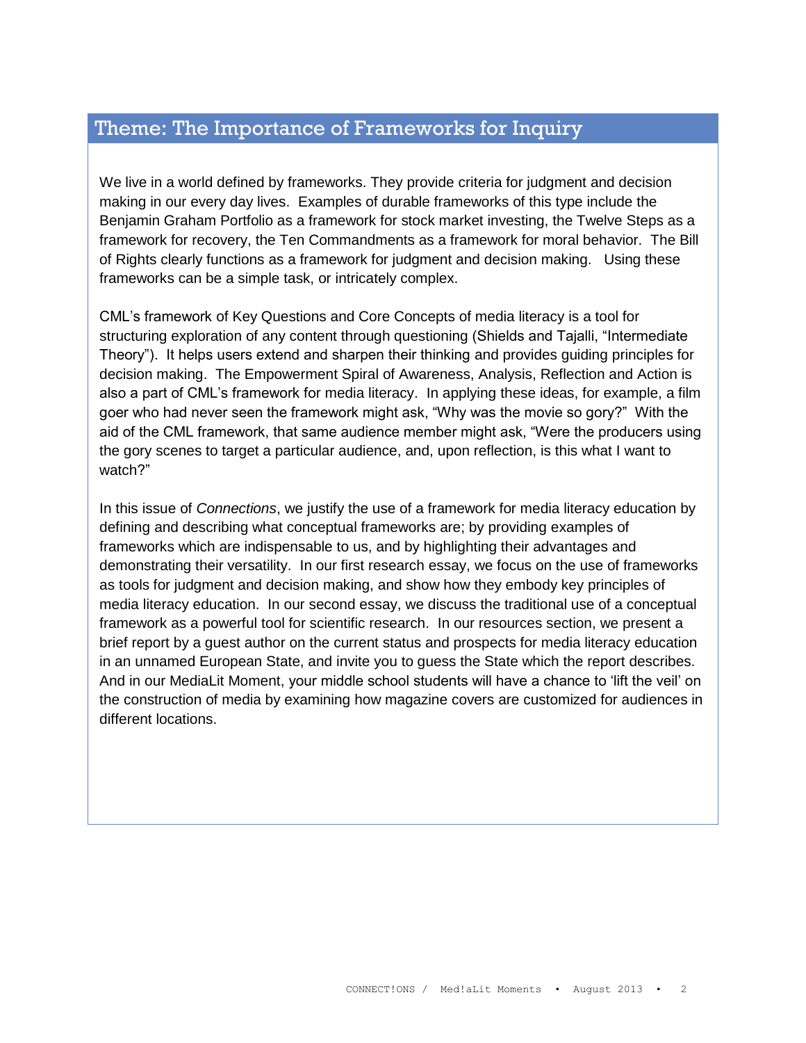## Theme: The Importance of Frameworks for Inquiry

We live in a world defined by frameworks. They provide criteria for judgment and decision making in our every day lives. Examples of durable frameworks of this type include the Benjamin Graham Portfolio as a framework for stock market investing, the Twelve Steps as a framework for recovery, the Ten Commandments as a framework for moral behavior. The Bill of Rights clearly functions as a framework for judgment and decision making. Using these frameworks can be a simple task, or intricately complex.

CML's framework of Key Questions and Core Concepts of media literacy is a tool for structuring exploration of any content through questioning (Shields and Tajalli, "Intermediate Theory"). It helps users extend and sharpen their thinking and provides guiding principles for decision making. The Empowerment Spiral of Awareness, Analysis, Reflection and Action is also a part of CML's framework for media literacy. In applying these ideas, for example, a film goer who had never seen the framework might ask, "Why was the movie so gory?" With the aid of the CML framework, that same audience member might ask, "Were the producers using the gory scenes to target a particular audience, and, upon reflection, is this what I want to watch?"

In this issue of *Connections*, we justify the use of a framework for media literacy education by defining and describing what conceptual frameworks are; by providing examples of frameworks which are indispensable to us, and by highlighting their advantages and demonstrating their versatility. In our first research essay, we focus on the use of frameworks as tools for judgment and decision making, and show how they embody key principles of media literacy education. In our second essay, we discuss the traditional use of a conceptual framework as a powerful tool for scientific research. In our resources section, we present a brief report by a guest author on the current status and prospects for media literacy education in an unnamed European State, and invite you to guess the State which the report describes. And in our MediaLit Moment, your middle school students will have a chance to 'lift the veil' on the construction of media by examining how magazine covers are customized for audiences in different locations.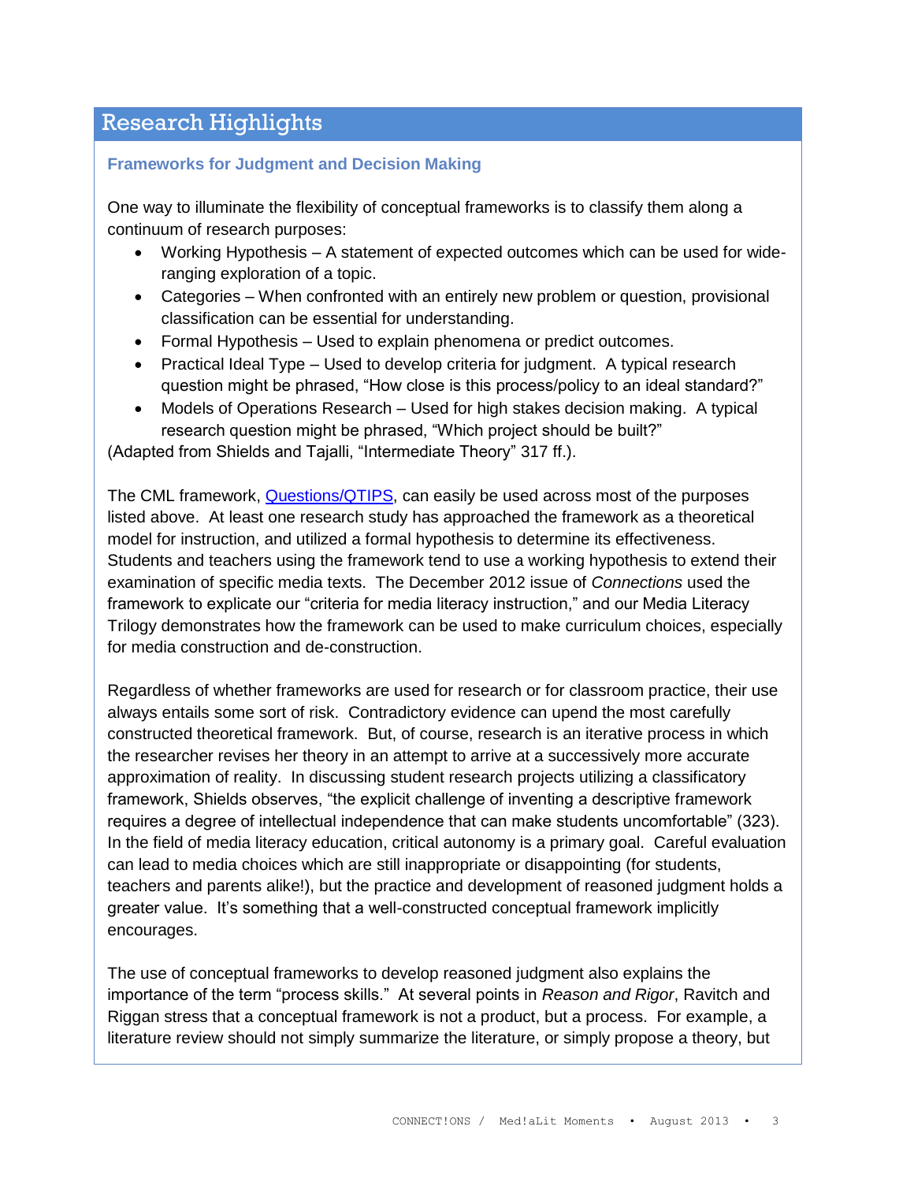## Research Highlights

### Frameworks for Judgment and Decision Making

One way to illuminate the flexibility of conceptual frameworks is to classify them along a continuum of research purposes:

- Working Hypothesis – A statement of expected outcomes which can be used for wide-ranging exploration of a topic.
- Categories – When confronted with an entirely new problem or question, provisional classification can be essential for understanding.
- Formal Hypothesis – Used to explain phenomena or predict outcomes.
- Practical Ideal Type – Used to develop criteria for judgment. A typical research question might be phrased, "How close is this process/policy to an ideal standard?"
- Models of Operations Research – Used for high stakes decision making. A typical research question might be phrased, "Which project should be built?"

(Adapted from Shields and Tajalli, "Intermediate Theory" 317 ff.).

The CML framework, [Questions/QTIPS](), can easily be used across most of the purposes listed above. At least one research study has approached the framework as a theoretical model for instruction, and utilized a formal hypothesis to determine its effectiveness. Students and teachers using the framework tend to use a working hypothesis to extend their examination of specific media texts. The December 2012 issue of *Connections* used the framework to explicate our "criteria for media literacy instruction," and our Media Literacy Trilogy demonstrates how the framework can be used to make curriculum choices, especially for media construction and de-construction.

Regardless of whether frameworks are used for research or for classroom practice, their use always entails some sort of risk. Contradictory evidence can upend the most carefully constructed theoretical framework. But, of course, research is an iterative process in which the researcher revises her theory in an attempt to arrive at a successively more accurate approximation of reality. In discussing student research projects utilizing a classificatory framework, Shields observes, "the explicit challenge of inventing a descriptive framework requires a degree of intellectual independence that can make students uncomfortable" (323). In the field of media literacy education, critical autonomy is a primary goal. Careful evaluation can lead to media choices which are still inappropriate or disappointing (for students, teachers and parents alike!), but the practice and development of reasoned judgment holds a greater value. It's something that a well-constructed conceptual framework implicitly encourages.

The use of conceptual frameworks to develop reasoned judgment also explains the importance of the term "process skills." At several points in *Reason and Rigor*, Ravitch and Riggan stress that a conceptual framework is not a product, but a process. For example, a literature review should not simply summarize the literature, or simply propose a theory, but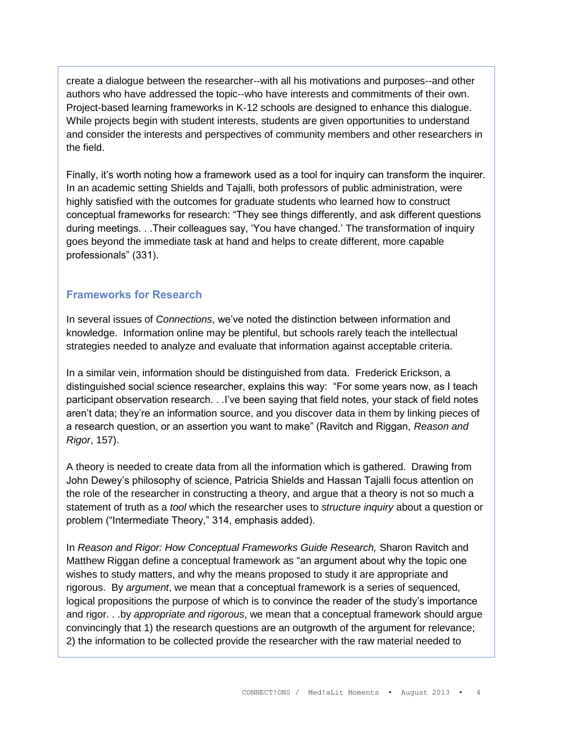create a dialogue between the researcher--with all his motivations and purposes--and other authors who have addressed the topic--who have interests and commitments of their own. Project-based learning frameworks in K-12 schools are designed to enhance this dialogue. While projects begin with student interests, students are given opportunities to understand and consider the interests and perspectives of community members and other researchers in the field.

Finally, it's worth noting how a framework used as a tool for inquiry can transform the inquirer. In an academic setting Shields and Tajalli, both professors of public administration, were highly satisfied with the outcomes for graduate students who learned how to construct conceptual frameworks for research: "They see things differently, and ask different questions during meetings. . .Their colleagues say, 'You have changed.' The transformation of inquiry goes beyond the immediate task at hand and helps to create different, more capable professionals" (331).

## Frameworks for Research

In several issues of *Connections*, we've noted the distinction between information and knowledge. Information online may be plentiful, but schools rarely teach the intellectual strategies needed to analyze and evaluate that information against acceptable criteria.

In a similar vein, information should be distinguished from data. Frederick Erickson, a distinguished social science researcher, explains this way: "For some years now, as I teach participant observation research. . .I've been saying that field notes, your stack of field notes aren't data; they're an information source, and you discover data in them by linking pieces of a research question, or an assertion you want to make" (Ravitch and Riggan, *Reason and Rigor*, 157).

A theory is needed to create data from all the information which is gathered. Drawing from John Dewey's philosophy of science, Patricia Shields and Hassan Tajalli focus attention on the role of the researcher in constructing a theory, and argue that a theory is not so much a statement of truth as a *tool* which the researcher uses to *structure inquiry* about a question or problem ("Intermediate Theory," 314, emphasis added).

In *Reason and Rigor: How Conceptual Frameworks Guide Research,* Sharon Ravitch and Matthew Riggan define a conceptual framework as "an argument about why the topic one wishes to study matters, and why the means proposed to study it are appropriate and rigorous. By *argument*, we mean that a conceptual framework is a series of sequenced, logical propositions the purpose of which is to convince the reader of the study's importance and rigor. . .by *appropriate and rigorous*, we mean that a conceptual framework should argue convincingly that 1) the research questions are an outgrowth of the argument for relevance; 2) the information to be collected provide the researcher with the raw material needed to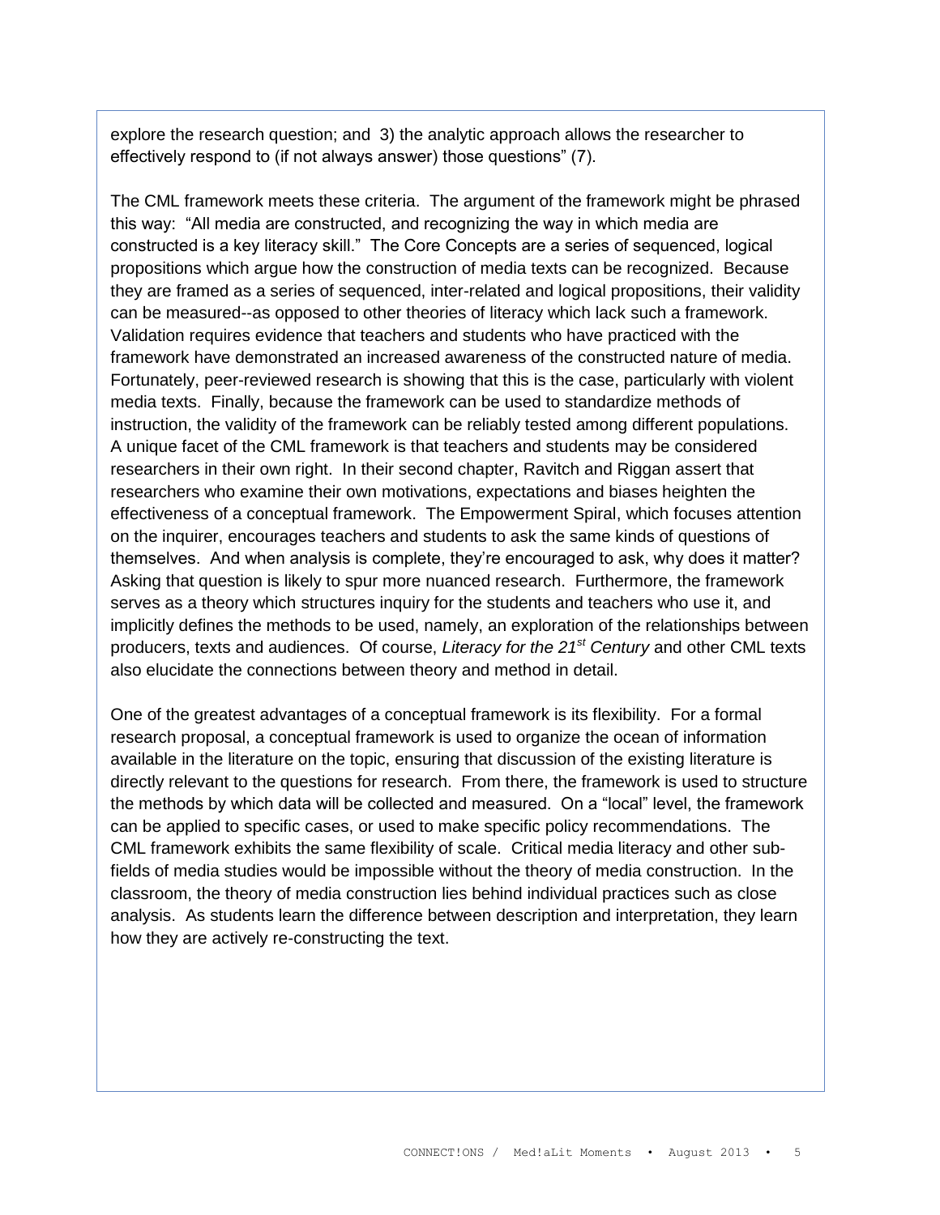explore the research question; and 3) the analytic approach allows the researcher to effectively respond to (if not always answer) those questions" (7).

The CML framework meets these criteria. The argument of the framework might be phrased this way: "All media are constructed, and recognizing the way in which media are constructed is a key literacy skill." The Core Concepts are a series of sequenced, logical propositions which argue how the construction of media texts can be recognized. Because they are framed as a series of sequenced, inter-related and logical propositions, their validity can be measured--as opposed to other theories of literacy which lack such a framework. Validation requires evidence that teachers and students who have practiced with the framework have demonstrated an increased awareness of the constructed nature of media. Fortunately, peer-reviewed research is showing that this is the case, particularly with violent media texts. Finally, because the framework can be used to standardize methods of instruction, the validity of the framework can be reliably tested among different populations. A unique facet of the CML framework is that teachers and students may be considered researchers in their own right. In their second chapter, Ravitch and Riggan assert that researchers who examine their own motivations, expectations and biases heighten the effectiveness of a conceptual framework. The Empowerment Spiral, which focuses attention on the inquirer, encourages teachers and students to ask the same kinds of questions of themselves. And when analysis is complete, they're encouraged to ask, why does it matter? Asking that question is likely to spur more nuanced research. Furthermore, the framework serves as a theory which structures inquiry for the students and teachers who use it, and implicitly defines the methods to be used, namely, an exploration of the relationships between producers, texts and audiences. Of course, *Literacy for the 21st Century* and other CML texts also elucidate the connections between theory and method in detail.

One of the greatest advantages of a conceptual framework is its flexibility. For a formal research proposal, a conceptual framework is used to organize the ocean of information available in the literature on the topic, ensuring that discussion of the existing literature is directly relevant to the questions for research. From there, the framework is used to structure the methods by which data will be collected and measured. On a "local" level, the framework can be applied to specific cases, or used to make specific policy recommendations. The CML framework exhibits the same flexibility of scale. Critical media literacy and other sub-fields of media studies would be impossible without the theory of media construction. In the classroom, the theory of media construction lies behind individual practices such as close analysis. As students learn the difference between description and interpretation, they learn how they are actively re-constructing the text.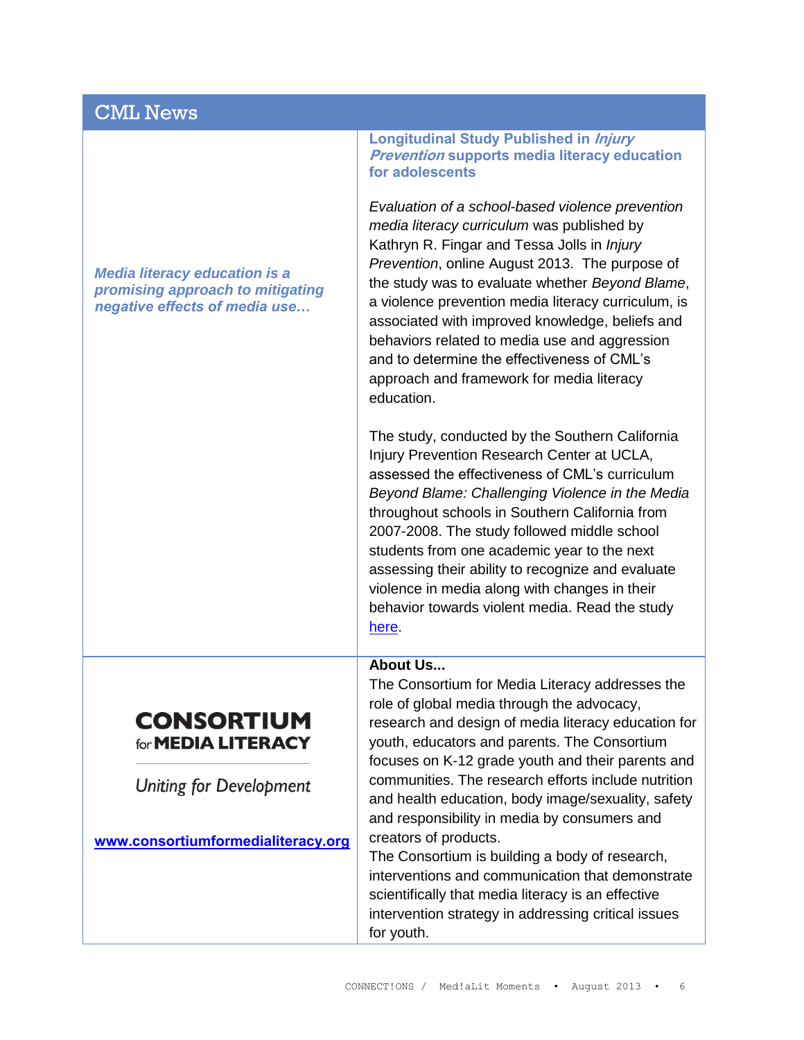## CML News

*Media literacy education is a promising approach to mitigating negative effects of media use…*

### Longitudinal Study Published in *Injury Prevention* supports media literacy education for adolescents

*Evaluation of a school-based violence prevention media literacy curriculum* was published by Kathryn R. Fingar and Tessa Jolls in *Injury Prevention*, online August 2013. The purpose of the study was to evaluate whether *Beyond Blame*, a violence prevention media literacy curriculum, is associated with improved knowledge, beliefs and behaviors related to media use and aggression and to determine the effectiveness of CML's approach and framework for media literacy education.

The study, conducted by the Southern California Injury Prevention Research Center at UCLA, assessed the effectiveness of CML's curriculum *Beyond Blame: Challenging Violence in the Media* throughout schools in Southern California from 2007-2008. The study followed middle school students from one academic year to the next assessing their ability to recognize and evaluate violence in media along with changes in their behavior towards violent media. Read the study here.

**CONSORTIUM for MEDIA LITERACY**

*Uniting for Development*

**www.consortiumformedialiteracy.org**

**About Us...**

The Consortium for Media Literacy addresses the role of global media through the advocacy, research and design of media literacy education for youth, educators and parents. The Consortium focuses on K-12 grade youth and their parents and communities. The research efforts include nutrition and health education, body image/sexuality, safety and responsibility in media by consumers and creators of products.

The Consortium is building a body of research, interventions and communication that demonstrate scientifically that media literacy is an effective intervention strategy in addressing critical issues for youth.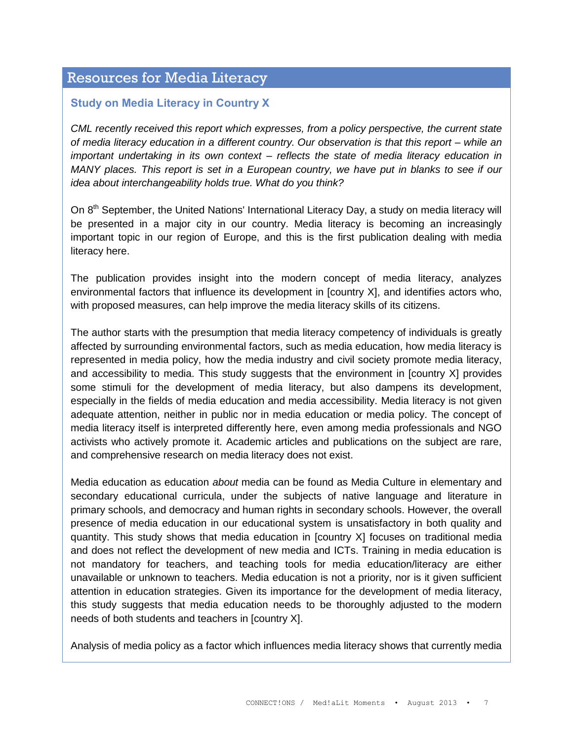## Resources for Media Literacy

### Study on Media Literacy in Country X

*CML recently received this report which expresses, from a policy perspective, the current state of media literacy education in a different country. Our observation is that this report – while an important undertaking in its own context – reflects the state of media literacy education in MANY places. This report is set in a European country, we have put in blanks to see if our idea about interchangeability holds true. What do you think?*

On 8th September, the United Nations' International Literacy Day, a study on media literacy will be presented in a major city in our country. Media literacy is becoming an increasingly important topic in our region of Europe, and this is the first publication dealing with media literacy here.

The publication provides insight into the modern concept of media literacy, analyzes environmental factors that influence its development in [country X], and identifies actors who, with proposed measures, can help improve the media literacy skills of its citizens.

The author starts with the presumption that media literacy competency of individuals is greatly affected by surrounding environmental factors, such as media education, how media literacy is represented in media policy, how the media industry and civil society promote media literacy, and accessibility to media. This study suggests that the environment in [country X] provides some stimuli for the development of media literacy, but also dampens its development, especially in the fields of media education and media accessibility. Media literacy is not given adequate attention, neither in public nor in media education or media policy. The concept of media literacy itself is interpreted differently here, even among media professionals and NGO activists who actively promote it. Academic articles and publications on the subject are rare, and comprehensive research on media literacy does not exist.

Media education as education *about* media can be found as Media Culture in elementary and secondary educational curricula, under the subjects of native language and literature in primary schools, and democracy and human rights in secondary schools. However, the overall presence of media education in our educational system is unsatisfactory in both quality and quantity. This study shows that media education in [country X] focuses on traditional media and does not reflect the development of new media and ICTs. Training in media education is not mandatory for teachers, and teaching tools for media education/literacy are either unavailable or unknown to teachers. Media education is not a priority, nor is it given sufficient attention in education strategies. Given its importance for the development of media literacy, this study suggests that media education needs to be thoroughly adjusted to the modern needs of both students and teachers in [country X].

Analysis of media policy as a factor which influences media literacy shows that currently media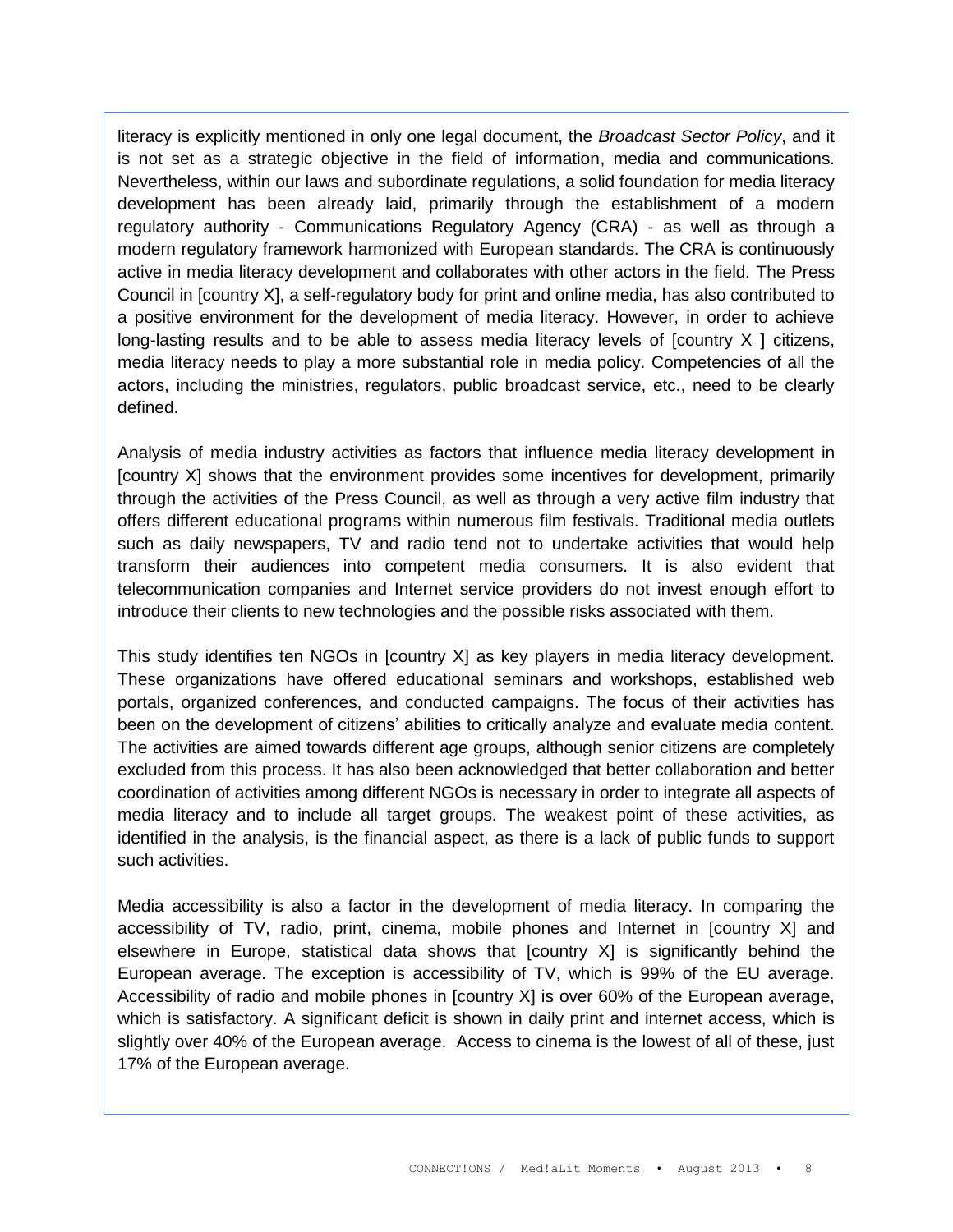literacy is explicitly mentioned in only one legal document, the *Broadcast Sector Policy*, and it is not set as a strategic objective in the field of information, media and communications. Nevertheless, within our laws and subordinate regulations, a solid foundation for media literacy development has been already laid, primarily through the establishment of a modern regulatory authority - Communications Regulatory Agency (CRA) - as well as through a modern regulatory framework harmonized with European standards. The CRA is continuously active in media literacy development and collaborates with other actors in the field. The Press Council in [country X], a self-regulatory body for print and online media, has also contributed to a positive environment for the development of media literacy. However, in order to achieve long-lasting results and to be able to assess media literacy levels of [country X ] citizens, media literacy needs to play a more substantial role in media policy. Competencies of all the actors, including the ministries, regulators, public broadcast service, etc., need to be clearly defined.

Analysis of media industry activities as factors that influence media literacy development in [country X] shows that the environment provides some incentives for development, primarily through the activities of the Press Council, as well as through a very active film industry that offers different educational programs within numerous film festivals. Traditional media outlets such as daily newspapers, TV and radio tend not to undertake activities that would help transform their audiences into competent media consumers. It is also evident that telecommunication companies and Internet service providers do not invest enough effort to introduce their clients to new technologies and the possible risks associated with them.

This study identifies ten NGOs in [country X] as key players in media literacy development. These organizations have offered educational seminars and workshops, established web portals, organized conferences, and conducted campaigns. The focus of their activities has been on the development of citizens' abilities to critically analyze and evaluate media content. The activities are aimed towards different age groups, although senior citizens are completely excluded from this process. It has also been acknowledged that better collaboration and better coordination of activities among different NGOs is necessary in order to integrate all aspects of media literacy and to include all target groups. The weakest point of these activities, as identified in the analysis, is the financial aspect, as there is a lack of public funds to support such activities.

Media accessibility is also a factor in the development of media literacy. In comparing the accessibility of TV, radio, print, cinema, mobile phones and Internet in [country X] and elsewhere in Europe, statistical data shows that [country X] is significantly behind the European average. The exception is accessibility of TV, which is 99% of the EU average. Accessibility of radio and mobile phones in [country X] is over 60% of the European average, which is satisfactory. A significant deficit is shown in daily print and internet access, which is slightly over 40% of the European average. Access to cinema is the lowest of all of these, just 17% of the European average.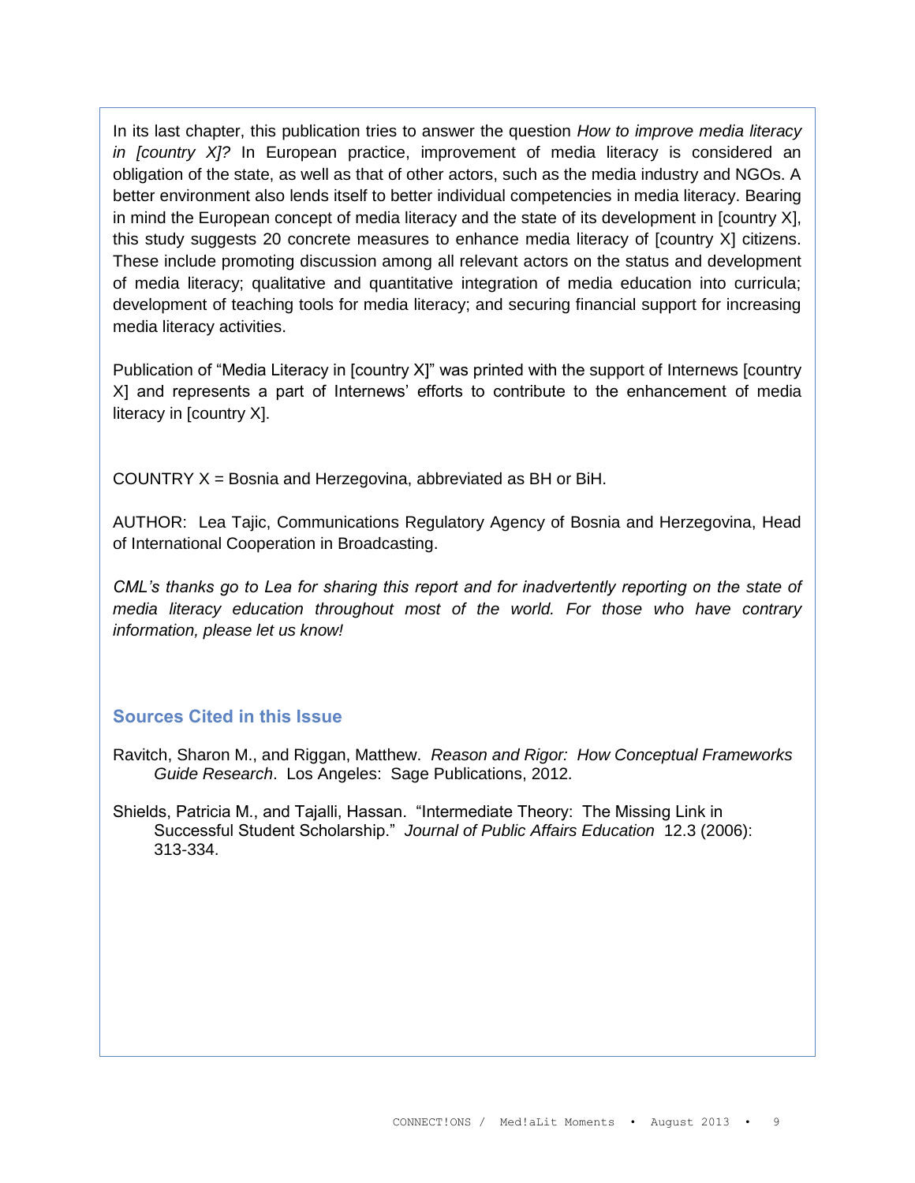In its last chapter, this publication tries to answer the question *How to improve media literacy in [country X]?* In European practice, improvement of media literacy is considered an obligation of the state, as well as that of other actors, such as the media industry and NGOs. A better environment also lends itself to better individual competencies in media literacy. Bearing in mind the European concept of media literacy and the state of its development in [country X], this study suggests 20 concrete measures to enhance media literacy of [country X] citizens. These include promoting discussion among all relevant actors on the status and development of media literacy; qualitative and quantitative integration of media education into curricula; development of teaching tools for media literacy; and securing financial support for increasing media literacy activities.

Publication of "Media Literacy in [country X]" was printed with the support of Internews [country X] and represents a part of Internews' efforts to contribute to the enhancement of media literacy in [country X].

COUNTRY X = Bosnia and Herzegovina, abbreviated as BH or BiH.

AUTHOR: Lea Tajic, Communications Regulatory Agency of Bosnia and Herzegovina, Head of International Cooperation in Broadcasting.

*CML's thanks go to Lea for sharing this report and for inadvertently reporting on the state of media literacy education throughout most of the world. For those who have contrary information, please let us know!*

## Sources Cited in this Issue

Ravitch, Sharon M., and Riggan, Matthew. *Reason and Rigor: How Conceptual Frameworks Guide Research*. Los Angeles: Sage Publications, 2012.

Shields, Patricia M., and Tajalli, Hassan. "Intermediate Theory: The Missing Link in Successful Student Scholarship." *Journal of Public Affairs Education* 12.3 (2006): 313-334.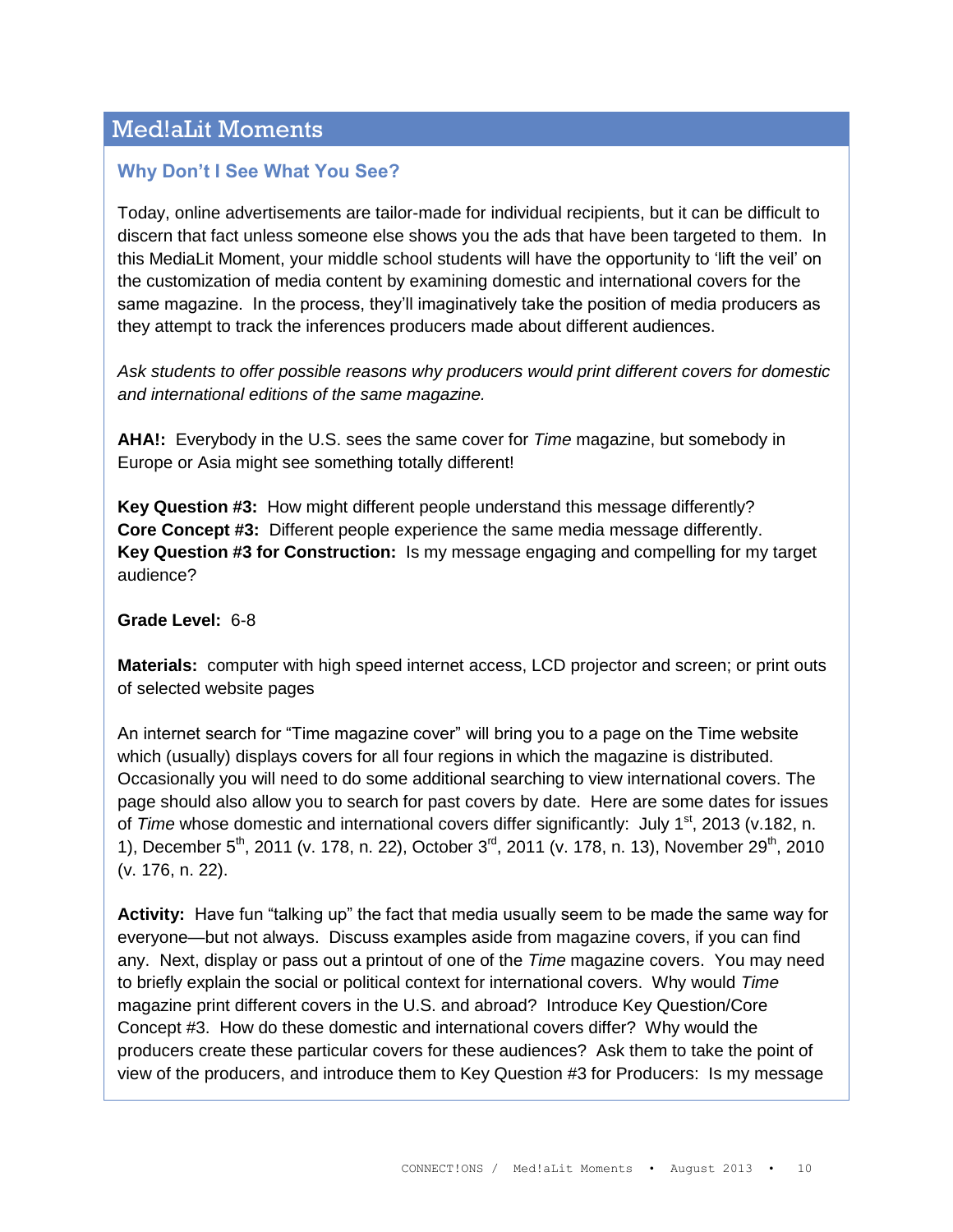## Med!aLit Moments

### Why Don't I See What You See?

Today, online advertisements are tailor-made for individual recipients, but it can be difficult to discern that fact unless someone else shows you the ads that have been targeted to them. In this MediaLit Moment, your middle school students will have the opportunity to 'lift the veil' on the customization of media content by examining domestic and international covers for the same magazine. In the process, they'll imaginatively take the position of media producers as they attempt to track the inferences producers made about different audiences.

*Ask students to offer possible reasons why producers would print different covers for domestic and international editions of the same magazine.*

**AHA!:** Everybody in the U.S. sees the same cover for *Time* magazine, but somebody in Europe or Asia might see something totally different!

**Key Question #3:** How might different people understand this message differently?
**Core Concept #3:** Different people experience the same media message differently.
**Key Question #3 for Construction:** Is my message engaging and compelling for my target audience?

**Grade Level:** 6-8

**Materials:** computer with high speed internet access, LCD projector and screen; or print outs of selected website pages

An internet search for "Time magazine cover" will bring you to a page on the Time website which (usually) displays covers for all four regions in which the magazine is distributed. Occasionally you will need to do some additional searching to view international covers. The page should also allow you to search for past covers by date. Here are some dates for issues of *Time* whose domestic and international covers differ significantly: July 1st, 2013 (v.182, n. 1), December 5th, 2011 (v. 178, n. 22), October 3rd, 2011 (v. 178, n. 13), November 29th, 2010 (v. 176, n. 22).

**Activity:** Have fun "talking up" the fact that media usually seem to be made the same way for everyone—but not always. Discuss examples aside from magazine covers, if you can find any. Next, display or pass out a printout of one of the *Time* magazine covers. You may need to briefly explain the social or political context for international covers. Why would *Time* magazine print different covers in the U.S. and abroad? Introduce Key Question/Core Concept #3. How do these domestic and international covers differ? Why would the producers create these particular covers for these audiences? Ask them to take the point of view of the producers, and introduce them to Key Question #3 for Producers: Is my message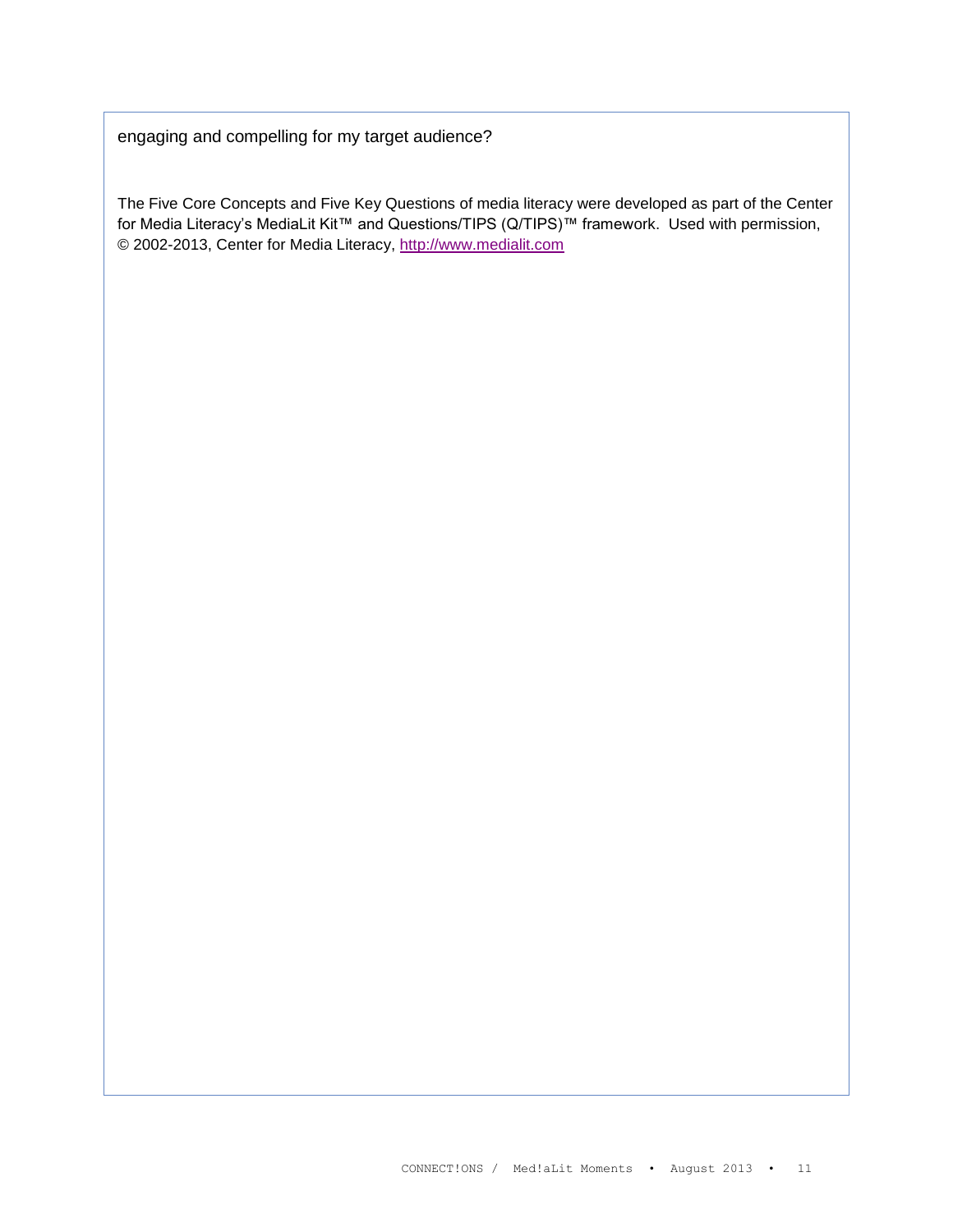engaging and compelling for my target audience?

The Five Core Concepts and Five Key Questions of media literacy were developed as part of the Center for Media Literacy's MediaLit Kit™ and Questions/TIPS (Q/TIPS)™ framework. Used with permission, © 2002-2013, Center for Media Literacy, http://www.medialit.com